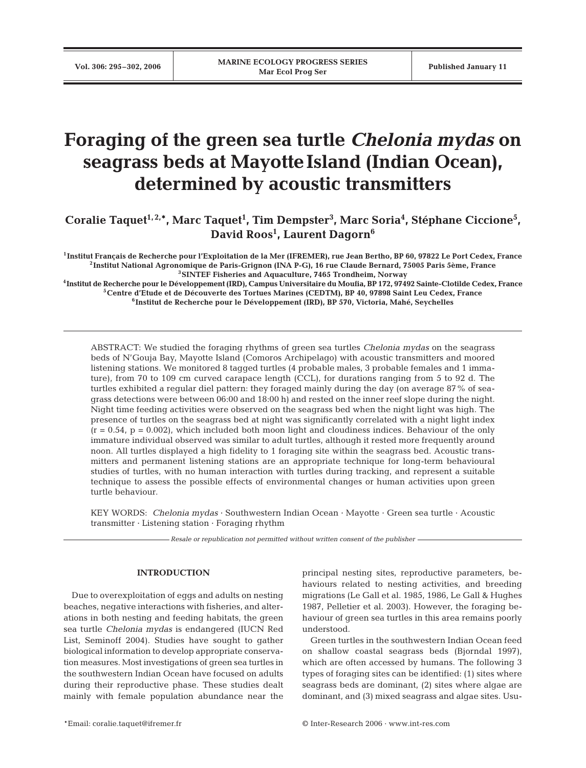# Foraging of the green sea turtle *Chelonia mydas* on seagrass beds at Mayotte Island (Indian Ocean), determined by acoustic transmitters

**Coralie Taquet[1,2,*], Marc Taquet[1], Tim Dempster[3], Marc Soria[4], Stéphane Ciccione[5], David Roos[1], Laurent Dagorn[6]**

[1]Institut Français de Recherche pour l'Exploitation de la Mer (IFREMER), rue Jean Bertho, BP 60, 97822 Le Port Cedex, France
[2]Institut National Agronomique de Paris-Grignon (INA P-G), 16 rue Claude Bernard, 75005 Paris 5ème, France
[3]SINTEF Fisheries and Aquaculture, 7465 Trondheim, Norway
[4]Institut de Recherche pour le Développement (IRD), Campus Universitaire du Moufia, BP 172, 97492 Sainte-Clotilde Cedex, France
[5]Centre d'Etude et de Découverte des Tortues Marines (CEDTM), BP 40, 97898 Saint Leu Cedex, France
[6]Institut de Recherche pour le Développement (IRD), BP 570, Victoria, Mahé, Seychelles

ABSTRACT: We studied the foraging rhythms of green sea turtles *Chelonia mydas* on the seagrass beds of N'Gouja Bay, Mayotte Island (Comoros Archipelago) with acoustic transmitters and moored listening stations. We monitored 8 tagged turtles (4 probable males, 3 probable females and 1 immature), from 70 to 109 cm curved carapace length (CCL), for durations ranging from 5 to 92 d. The turtles exhibited a regular diel pattern: they foraged mainly during the day (on average 87 % of seagrass detections were between 06:00 and 18:00 h) and rested on the inner reef slope during the night. Night time feeding activities were observed on the seagrass bed when the night light was high. The presence of turtles on the seagrass bed at night was significantly correlated with a night light index ($r = 0.54$, $p = 0.002$), which included both moon light and cloudiness indices. Behaviour of the only immature individual observed was similar to adult turtles, although it rested more frequently around noon. All turtles displayed a high fidelity to 1 foraging site within the seagrass bed. Acoustic transmitters and permanent listening stations are an appropriate technique for long-term behavioural studies of turtles, with no human interaction with turtles during tracking, and represent a suitable technique to assess the possible effects of environmental changes or human activities upon green turtle behaviour.

KEY WORDS: *Chelonia mydas* · Southwestern Indian Ocean · Mayotte · Green sea turtle · Acoustic transmitter · Listening station · Foraging rhythm

*Resale or republication not permitted without written consent of the publisher*

## INTRODUCTION

Due to overexploitation of eggs and adults on nesting beaches, negative interactions with fisheries, and alterations in both nesting and feeding habitats, the green sea turtle *Chelonia mydas* is endangered (IUCN Red List, Seminoff 2004). Studies have sought to gather biological information to develop appropriate conservation measures. Most investigations of green sea turtles in the southwestern Indian Ocean have focused on adults during their reproductive phase. These studies dealt mainly with female population abundance near the principal nesting sites, reproductive parameters, behaviours related to nesting activities, and breeding migrations (Le Gall et al. 1985, 1986, Le Gall & Hughes 1987, Pelletier et al. 2003). However, the foraging behaviour of green sea turtles in this area remains poorly understood.

Green turtles in the southwestern Indian Ocean feed on shallow coastal seagrass beds (Bjorndal 1997), which are often accessed by humans. The following 3 types of foraging sites can be identified: (1) sites where seagrass beds are dominant, (2) sites where algae are dominant, and (3) mixed seagrass and algae sites. Usu-

*Email: coralie.taquet@ifremer.fr

© Inter-Research 2006 · www.int-res.com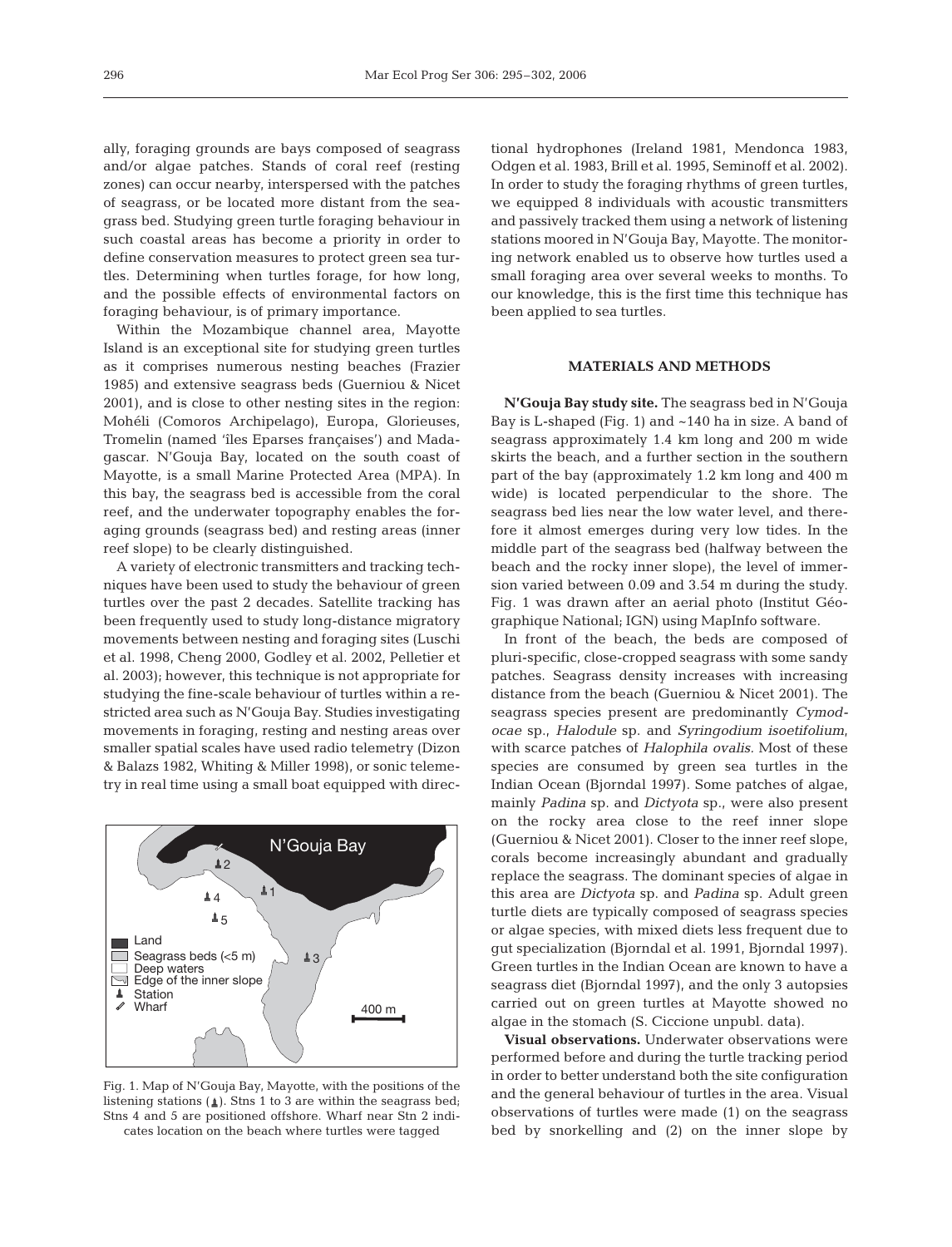ally, foraging grounds are bays composed of seagrass and/or algae patches. Stands of coral reef (resting zones) can occur nearby, interspersed with the patches of seagrass, or be located more distant from the seagrass bed. Studying green turtle foraging behaviour in such coastal areas has become a priority in order to define conservation measures to protect green sea turtles. Determining when turtles forage, for how long, and the possible effects of environmental factors on foraging behaviour, is of primary importance.

Within the Mozambique channel area, Mayotte Island is an exceptional site for studying green turtles as it comprises numerous nesting beaches (Frazier 1985) and extensive seagrass beds (Guerniou & Nicet 2001), and is close to other nesting sites in the region: Mohéli (Comoros Archipelago), Europa, Glorieuses, Tromelin (named 'îles Eparses françaises') and Madagascar. N'Gouja Bay, located on the south coast of Mayotte, is a small Marine Protected Area (MPA). In this bay, the seagrass bed is accessible from the coral reef, and the underwater topography enables the foraging grounds (seagrass bed) and resting areas (inner reef slope) to be clearly distinguished.

A variety of electronic transmitters and tracking techniques have been used to study the behaviour of green turtles over the past 2 decades. Satellite tracking has been frequently used to study long-distance migratory movements between nesting and foraging sites (Luschi et al. 1998, Cheng 2000, Godley et al. 2002, Pelletier et al. 2003); however, this technique is not appropriate for studying the fine-scale behaviour of turtles within a restricted area such as N'Gouja Bay. Studies investigating movements in foraging, resting and nesting areas over smaller spatial scales have used radio telemetry (Dizon & Balazs 1982, Whiting & Miller 1998), or sonic telemetry in real time using a small boat equipped with directional hydrophones (Ireland 1981, Mendonca 1983, Odgen et al. 1983, Brill et al. 1995, Seminoff et al. 2002). In order to study the foraging rhythms of green turtles, we equipped 8 individuals with acoustic transmitters and passively tracked them using a network of listening stations moored in N'Gouja Bay, Mayotte. The monitoring network enabled us to observe how turtles used a small foraging area over several weeks to months. To our knowledge, this is the first time this technique has been applied to sea turtles.

N'Gouja Bay
2
1
4
5
3
Land
Seagrass beds (<5 m)
Deep waters
Edge of the inner slope
Station
Wharf
400 m

Fig. 1. Map of N'Gouja Bay, Mayotte, with the positions of the listening stations (▲). Stns 1 to 3 are within the seagrass bed; Stns 4 and 5 are positioned offshore. Wharf near Stn 2 indicates location on the beach where turtles were tagged

## MATERIALS AND METHODS

**N'Gouja Bay study site.** The seagrass bed in N'Gouja Bay is L-shaped (Fig. 1) and ~140 ha in size. A band of seagrass approximately 1.4 km long and 200 m wide skirts the beach, and a further section in the southern part of the bay (approximately 1.2 km long and 400 m wide) is located perpendicular to the shore. The seagrass bed lies near the low water level, and therefore it almost emerges during very low tides. In the middle part of the seagrass bed (halfway between the beach and the rocky inner slope), the level of immersion varied between 0.09 and 3.54 m during the study. Fig. 1 was drawn after an aerial photo (Institut Géographique National; IGN) using MapInfo software.

In front of the beach, the beds are composed of pluri-specific, close-cropped seagrass with some sandy patches. Seagrass density increases with increasing distance from the beach (Guerniou & Nicet 2001). The seagrass species present are predominantly *Cymodocae* sp., *Halodule* sp. and *Syringodium isoetifolium*, with scarce patches of *Halophila ovalis.* Most of these species are consumed by green sea turtles in the Indian Ocean (Bjorndal 1997). Some patches of algae, mainly *Padina* sp. and *Dictyota* sp., were also present on the rocky area close to the reef inner slope (Guerniou & Nicet 2001). Closer to the inner reef slope, corals become increasingly abundant and gradually replace the seagrass. The dominant species of algae in this area are *Dictyota* sp. and *Padina* sp. Adult green turtle diets are typically composed of seagrass species or algae species, with mixed diets less frequent due to gut specialization (Bjorndal et al. 1991, Bjorndal 1997). Green turtles in the Indian Ocean are known to have a seagrass diet (Bjorndal 1997), and the only 3 autopsies carried out on green turtles at Mayotte showed no algae in the stomach (S. Ciccione unpubl. data).

**Visual observations.** Underwater observations were performed before and during the turtle tracking period in order to better understand both the site configuration and the general behaviour of turtles in the area. Visual observations of turtles were made (1) on the seagrass bed by snorkelling and (2) on the inner slope by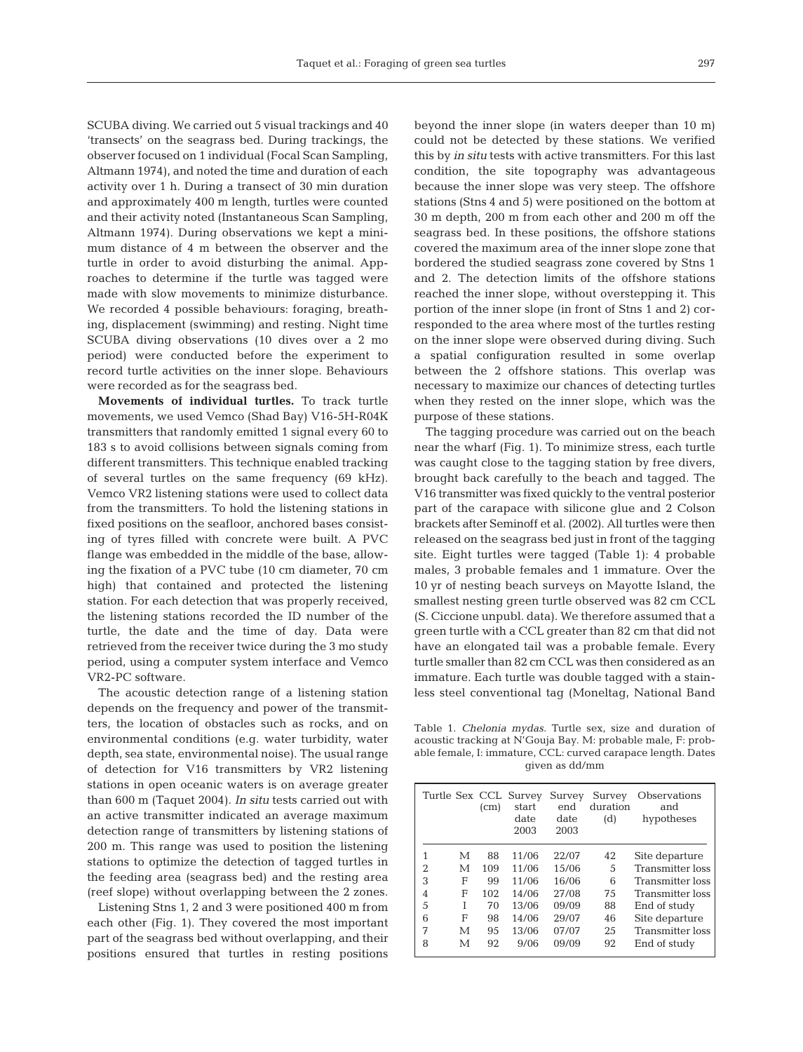SCUBA diving. We carried out 5 visual trackings and 40 'transects' on the seagrass bed. During trackings, the observer focused on 1 individual (Focal Scan Sampling, Altmann 1974), and noted the time and duration of each activity over 1 h. During a transect of 30 min duration and approximately 400 m length, turtles were counted and their activity noted (Instantaneous Scan Sampling, Altmann 1974). During observations we kept a minimum distance of 4 m between the observer and the turtle in order to avoid disturbing the animal. Approaches to determine if the turtle was tagged were made with slow movements to minimize disturbance. We recorded 4 possible behaviours: foraging, breathing, displacement (swimming) and resting. Night time SCUBA diving observations (10 dives over a 2 mo period) were conducted before the experiment to record turtle activities on the inner slope. Behaviours were recorded as for the seagrass bed.

**Movements of individual turtles.** To track turtle movements, we used Vemco (Shad Bay) V16-5H-R04K transmitters that randomly emitted 1 signal every 60 to 183 s to avoid collisions between signals coming from different transmitters. This technique enabled tracking of several turtles on the same frequency (69 kHz). Vemco VR2 listening stations were used to collect data from the transmitters. To hold the listening stations in fixed positions on the seafloor, anchored bases consisting of tyres filled with concrete were built. A PVC flange was embedded in the middle of the base, allowing the fixation of a PVC tube (10 cm diameter, 70 cm high) that contained and protected the listening station. For each detection that was properly received, the listening stations recorded the ID number of the turtle, the date and the time of day. Data were retrieved from the receiver twice during the 3 mo study period, using a computer system interface and Vemco VR2-PC software.

The acoustic detection range of a listening station depends on the frequency and power of the transmitters, the location of obstacles such as rocks, and on environmental conditions (e.g. water turbidity, water depth, sea state, environmental noise). The usual range of detection for V16 transmitters by VR2 listening stations in open oceanic waters is on average greater than 600 m (Taquet 2004). *In situ* tests carried out with an active transmitter indicated an average maximum detection range of transmitters by listening stations of 200 m. This range was used to position the listening stations to optimize the detection of tagged turtles in the feeding area (seagrass bed) and the resting area (reef slope) without overlapping between the 2 zones.

Listening Stns 1, 2 and 3 were positioned 400 m from each other (Fig. 1). They covered the most important part of the seagrass bed without overlapping, and their positions ensured that turtles in resting positions beyond the inner slope (in waters deeper than 10 m) could not be detected by these stations. We verified this by *in situ* tests with active transmitters. For this last condition, the site topography was advantageous because the inner slope was very steep. The offshore stations (Stns 4 and 5) were positioned on the bottom at 30 m depth, 200 m from each other and 200 m off the seagrass bed. In these positions, the offshore stations covered the maximum area of the inner slope zone that bordered the studied seagrass zone covered by Stns 1 and 2. The detection limits of the offshore stations reached the inner slope, without overstepping it. This portion of the inner slope (in front of Stns 1 and 2) corresponded to the area where most of the turtles resting on the inner slope were observed during diving. Such a spatial configuration resulted in some overlap between the 2 offshore stations. This overlap was necessary to maximize our chances of detecting turtles when they rested on the inner slope, which was the purpose of these stations.

The tagging procedure was carried out on the beach near the wharf (Fig. 1). To minimize stress, each turtle was caught close to the tagging station by free divers, brought back carefully to the beach and tagged. The V16 transmitter was fixed quickly to the ventral posterior part of the carapace with silicone glue and 2 Colson brackets after Seminoff et al. (2002). All turtles were then released on the seagrass bed just in front of the tagging site. Eight turtles were tagged (Table 1): 4 probable males, 3 probable females and 1 immature. Over the 10 yr of nesting beach surveys on Mayotte Island, the smallest nesting green turtle observed was 82 cm CCL (S. Ciccione unpubl. data). We therefore assumed that a green turtle with a CCL greater than 82 cm that did not have an elongated tail was a probable female. Every turtle smaller than 82 cm CCL was then considered as an immature. Each turtle was double tagged with a stainless steel conventional tag (Moneltag, National Band

Table 1. *Chelonia mydas*. Turtle sex, size and duration of acoustic tracking at N'Gouja Bay. M: probable male, F: probable female, I: immature, CCL: curved carapace length. Dates given as dd/mm

| Turtle | Sex | CCL (cm) | Survey start date 2003 | Survey end date 2003 | Survey duration (d) | Observations and hypotheses |
|---|---|---|---|---|---|---|
| 1 | M | 88 | 11/06 | 22/07 | 42 | Site departure |
| 2 | M | 109 | 11/06 | 15/06 | 5 | Transmitter loss |
| 3 | F | 99 | 11/06 | 16/06 | 6 | Transmitter loss |
| 4 | F | 102 | 14/06 | 27/08 | 75 | Transmitter loss |
| 5 | I | 70 | 13/06 | 09/09 | 88 | End of study |
| 6 | F | 98 | 14/06 | 29/07 | 46 | Site departure |
| 7 | M | 95 | 13/06 | 07/07 | 25 | Transmitter loss |
| 8 | M | 92 | 9/06 | 09/09 | 92 | End of study |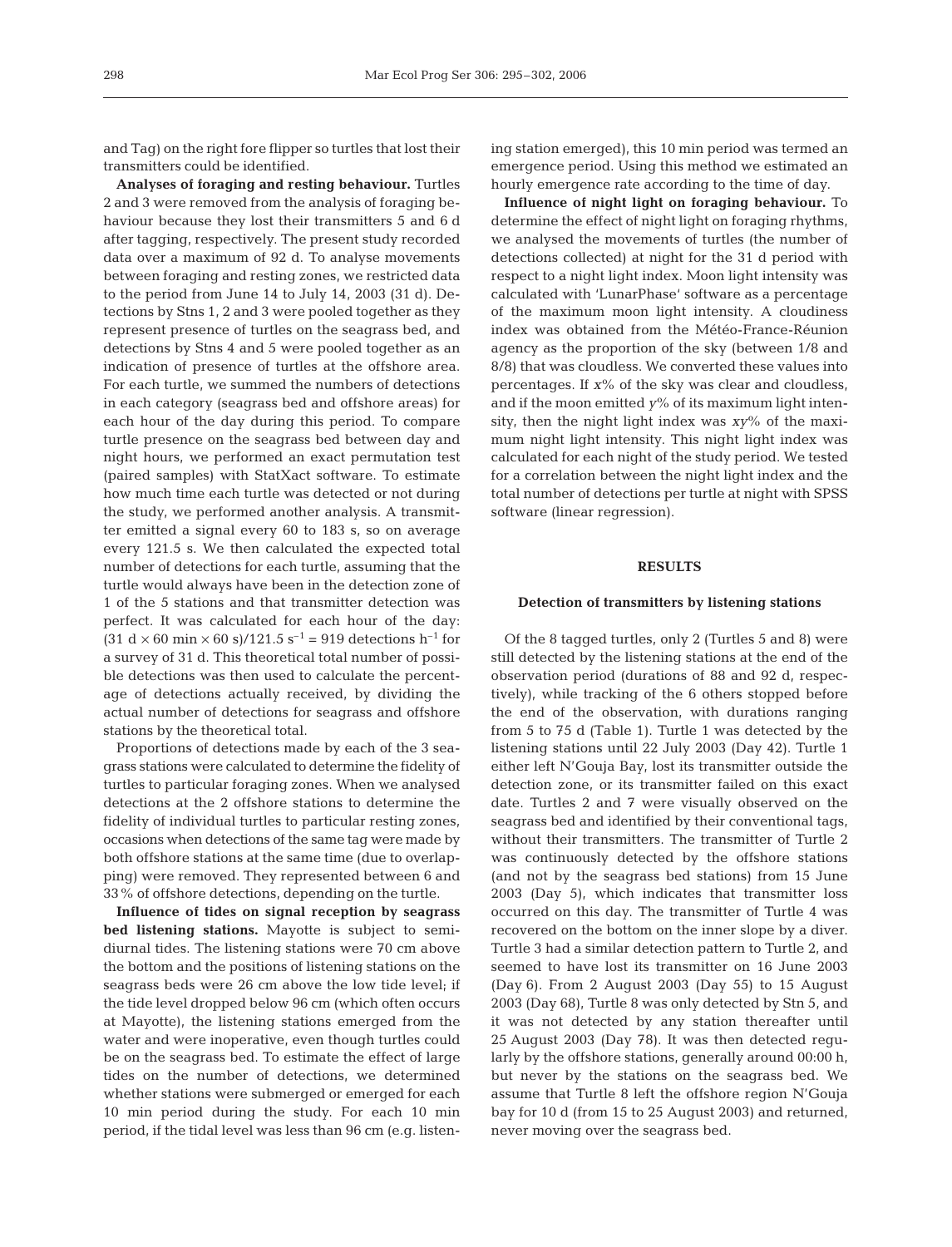and Tag) on the right fore flipper so turtles that lost their transmitters could be identified.

**Analyses of foraging and resting behaviour.** Turtles 2 and 3 were removed from the analysis of foraging behaviour because they lost their transmitters 5 and 6 d after tagging, respectively. The present study recorded data over a maximum of 92 d. To analyse movements between foraging and resting zones, we restricted data to the period from June 14 to July 14, 2003 (31 d). Detections by Stns 1, 2 and 3 were pooled together as they represent presence of turtles on the seagrass bed, and detections by Stns 4 and 5 were pooled together as an indication of presence of turtles at the offshore area. For each turtle, we summed the numbers of detections in each category (seagrass bed and offshore areas) for each hour of the day during this period. To compare turtle presence on the seagrass bed between day and night hours, we performed an exact permutation test (paired samples) with StatXact software. To estimate how much time each turtle was detected or not during the study, we performed another analysis. A transmitter emitted a signal every 60 to 183 s, so on average every 121.5 s. We then calculated the expected total number of detections for each turtle, assuming that the turtle would always have been in the detection zone of 1 of the 5 stations and that transmitter detection was perfect. It was calculated for each hour of the day: $(31\ \text{d} \times 60\ \text{min} \times 60\ \text{s})/121.5\ \text{s}^{-1} = 919$ detections $\text{h}^{-1}$ for a survey of 31 d. This theoretical total number of possible detections was then used to calculate the percentage of detections actually received, by dividing the actual number of detections for seagrass and offshore stations by the theoretical total.

Proportions of detections made by each of the 3 seagrass stations were calculated to determine the fidelity of turtles to particular foraging zones. When we analysed detections at the 2 offshore stations to determine the fidelity of individual turtles to particular resting zones, occasions when detections of the same tag were made by both offshore stations at the same time (due to overlapping) were removed. They represented between 6 and 33% of offshore detections, depending on the turtle.

**Influence of tides on signal reception by seagrass bed listening stations.** Mayotte is subject to semidiurnal tides. The listening stations were 70 cm above the bottom and the positions of listening stations on the seagrass beds were 26 cm above the low tide level; if the tide level dropped below 96 cm (which often occurs at Mayotte), the listening stations emerged from the water and were inoperative, even though turtles could be on the seagrass bed. To estimate the effect of large tides on the number of detections, we determined whether stations were submerged or emerged for each 10 min period during the study. For each 10 min period, if the tidal level was less than 96 cm (e.g. listening station emerged), this 10 min period was termed an emergence period. Using this method we estimated an hourly emergence rate according to the time of day.

**Influence of night light on foraging behaviour.** To determine the effect of night light on foraging rhythms, we analysed the movements of turtles (the number of detections collected) at night for the 31 d period with respect to a night light index. Moon light intensity was calculated with 'LunarPhase' software as a percentage of the maximum moon light intensity. A cloudiness index was obtained from the Météo-France-Réunion agency as the proportion of the sky (between 1/8 and 8/8) that was cloudless. We converted these values into percentages. If $x$% of the sky was clear and cloudless, and if the moon emitted $y$% of its maximum light intensity, then the night light index was $xy$% of the maximum night light intensity. This night light index was calculated for each night of the study period. We tested for a correlation between the night light index and the total number of detections per turtle at night with SPSS software (linear regression).

## RESULTS

### Detection of transmitters by listening stations

Of the 8 tagged turtles, only 2 (Turtles 5 and 8) were still detected by the listening stations at the end of the observation period (durations of 88 and 92 d, respectively), while tracking of the 6 others stopped before the end of the observation, with durations ranging from 5 to 75 d (Table 1). Turtle 1 was detected by the listening stations until 22 July 2003 (Day 42). Turtle 1 either left N'Gouja Bay, lost its transmitter outside the detection zone, or its transmitter failed on this exact date. Turtles 2 and 7 were visually observed on the seagrass bed and identified by their conventional tags, without their transmitters. The transmitter of Turtle 2 was continuously detected by the offshore stations (and not by the seagrass bed stations) from 15 June 2003 (Day 5), which indicates that transmitter loss occurred on this day. The transmitter of Turtle 4 was recovered on the bottom on the inner slope by a diver. Turtle 3 had a similar detection pattern to Turtle 2, and seemed to have lost its transmitter on 16 June 2003 (Day 6). From 2 August 2003 (Day 55) to 15 August 2003 (Day 68), Turtle 8 was only detected by Stn 5, and it was not detected by any station thereafter until 25 August 2003 (Day 78). It was then detected regularly by the offshore stations, generally around 00:00 h, but never by the stations on the seagrass bed. We assume that Turtle 8 left the offshore region N'Gouja bay for 10 d (from 15 to 25 August 2003) and returned, never moving over the seagrass bed.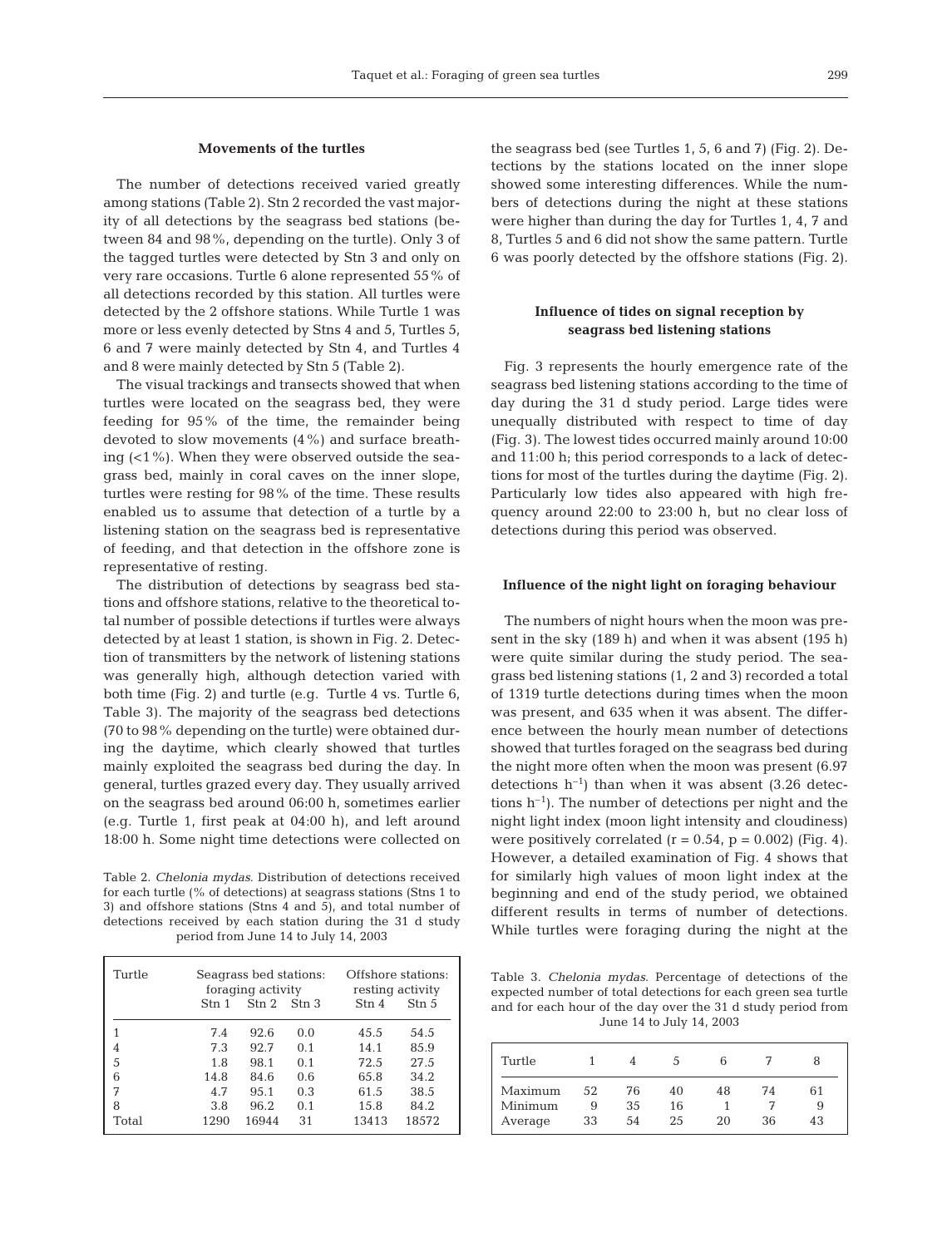### Movements of the turtles

The number of detections received varied greatly among stations (Table 2). Stn 2 recorded the vast majority of all detections by the seagrass bed stations (between 84 and 98%, depending on the turtle). Only 3 of the tagged turtles were detected by Stn 3 and only on very rare occasions. Turtle 6 alone represented 55% of all detections recorded by this station. All turtles were detected by the 2 offshore stations. While Turtle 1 was more or less evenly detected by Stns 4 and 5, Turtles 5, 6 and 7 were mainly detected by Stn 4, and Turtles 4 and 8 were mainly detected by Stn 5 (Table 2).

The visual trackings and transects showed that when turtles were located on the seagrass bed, they were feeding for 95% of the time, the remainder being devoted to slow movements (4%) and surface breathing (<1%). When they were observed outside the seagrass bed, mainly in coral caves on the inner slope, turtles were resting for 98% of the time. These results enabled us to assume that detection of a turtle by a listening station on the seagrass bed is representative of feeding, and that detection in the offshore zone is representative of resting.

The distribution of detections by seagrass bed stations and offshore stations, relative to the theoretical total number of possible detections if turtles were always detected by at least 1 station, is shown in Fig. 2. Detection of transmitters by the network of listening stations was generally high, although detection varied with both time (Fig. 2) and turtle (e.g. Turtle 4 vs. Turtle 6, Table 3). The majority of the seagrass bed detections (70 to 98% depending on the turtle) were obtained during the daytime, which clearly showed that turtles mainly exploited the seagrass bed during the day. In general, turtles grazed every day. They usually arrived on the seagrass bed around 06:00 h, sometimes earlier (e.g. Turtle 1, first peak at 04:00 h), and left around 18:00 h. Some night time detections were collected on the seagrass bed (see Turtles 1, 5, 6 and 7) (Fig. 2). Detections by the stations located on the inner slope showed some interesting differences. While the numbers of detections during the night at these stations were higher than during the day for Turtles 1, 4, 7 and 8, Turtles 5 and 6 did not show the same pattern. Turtle 6 was poorly detected by the offshore stations (Fig. 2).

Table 2. *Chelonia mydas*. Distribution of detections received for each turtle (% of detections) at seagrass stations (Stns 1 to 3) and offshore stations (Stns 4 and 5), and total number of detections received by each station during the 31 d study period from June 14 to July 14, 2003

| Turtle | Seagrass bed stations: foraging activity | | | Offshore stations: resting activity | |
|---|---|---|---|---|---|
| | Stn 1 | Stn 2 | Stn 3 | Stn 4 | Stn 5 |
| 1 | 7.4 | 92.6 | 0.0 | 45.5 | 54.5 |
| 4 | 7.3 | 92.7 | 0.1 | 14.1 | 85.9 |
| 5 | 1.8 | 98.1 | 0.1 | 72.5 | 27.5 |
| 6 | 14.8 | 84.6 | 0.6 | 65.8 | 34.2 |
| 7 | 4.7 | 95.1 | 0.3 | 61.5 | 38.5 |
| 8 | 3.8 | 96.2 | 0.1 | 15.8 | 84.2 |
| Total | 1290 | 16944 | 31 | 13413 | 18572 |

### Influence of tides on signal reception by seagrass bed listening stations

Fig. 3 represents the hourly emergence rate of the seagrass bed listening stations according to the time of day during the 31 d study period. Large tides were unequally distributed with respect to time of day (Fig. 3). The lowest tides occurred mainly around 10:00 and 11:00 h; this period corresponds to a lack of detections for most of the turtles during the daytime (Fig. 2). Particularly low tides also appeared with high frequency around 22:00 to 23:00 h, but no clear loss of detections during this period was observed.

### Influence of the night light on foraging behaviour

The numbers of night hours when the moon was present in the sky (189 h) and when it was absent (195 h) were quite similar during the study period. The seagrass bed listening stations (1, 2 and 3) recorded a total of 1319 turtle detections during times when the moon was present, and 635 when it was absent. The difference between the hourly mean number of detections showed that turtles foraged on the seagrass bed during the night more often when the moon was present (6.97 detections $h^{-1}$) than when it was absent (3.26 detections $h^{-1}$). The number of detections per night and the night light index (moon light intensity and cloudiness) were positively correlated ($r = 0.54$, $p = 0.002$) (Fig. 4). However, a detailed examination of Fig. 4 shows that for similarly high values of moon light index at the beginning and end of the study period, we obtained different results in terms of number of detections. While turtles were foraging during the night at the

Table 3. *Chelonia mydas*. Percentage of detections of the expected number of total detections for each green sea turtle and for each hour of the day over the 31 d study period from June 14 to July 14, 2003

| Turtle | 1 | 4 | 5 | 6 | 7 | 8 |
|---|---|---|---|---|---|---|
| Maximum | 52 | 76 | 40 | 48 | 74 | 61 |
| Minimum | 9 | 35 | 16 | 1 | 7 | 9 |
| Average | 33 | 54 | 25 | 20 | 36 | 43 |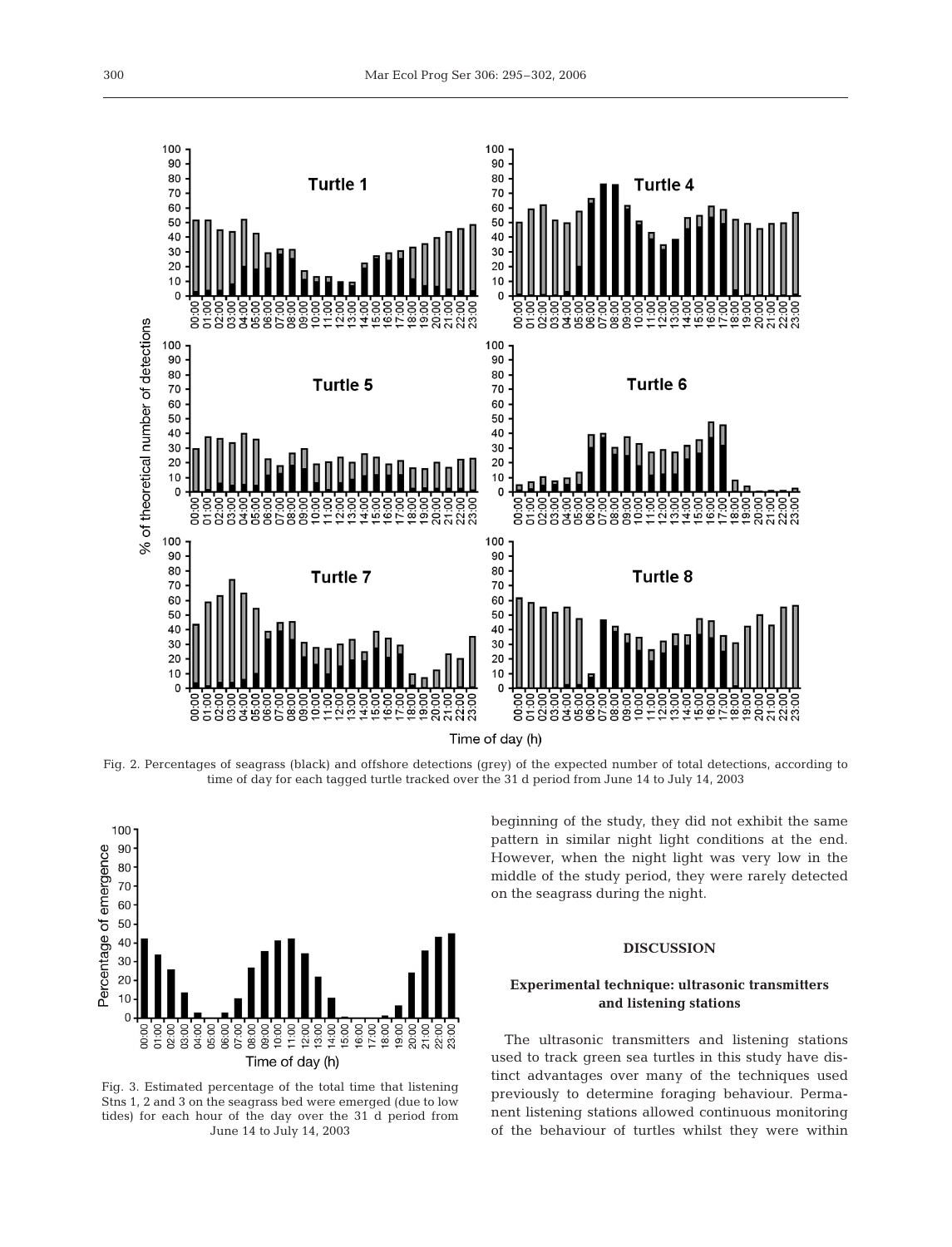Turtle 1

Turtle 4

Turtle 5

Turtle 6

Turtle 7

Turtle 8

% of theoretical number of detections

100
90
80
70
60
50
40
30
20
10
0

00:00 01:00 02:00 03:00 04:00 05:00 06:00 07:00 08:00 09:00 10:00 11:00 12:00 13:00 14:00 15:00 16:00 17:00 18:00 19:00 20:00 21:00 22:00 23:00

Time of day (h)

Fig. 2. Percentages of seagrass (black) and offshore detections (grey) of the expected number of total detections, according to time of day for each tagged turtle tracked over the 31 d period from June 14 to July 14, 2003

Percentage of emergence

100
90
80
70
60
50
40
30
20
10
0

00:00 01:00 02:00 03:00 04:00 05:00 06:00 07:00 08:00 09:00 10:00 11:00 12:00 13:00 14:00 15:00 16:00 17:00 18:00 19:00 20:00 21:00 22:00 23:00

Time of day (h)

Fig. 3. Estimated percentage of the total time that listening Stns 1, 2 and 3 on the seagrass bed were emerged (due to low tides) for each hour of the day over the 31 d period from June 14 to July 14, 2003

beginning of the study, they did not exhibit the same pattern in similar night light conditions at the end. However, when the night light was very low in the middle of the study period, they were rarely detected on the seagrass during the night.

## DISCUSSION

### Experimental technique: ultrasonic transmitters and listening stations

The ultrasonic transmitters and listening stations used to track green sea turtles in this study have distinct advantages over many of the techniques used previously to determine foraging behaviour. Permanent listening stations allowed continuous monitoring of the behaviour of turtles whilst they were within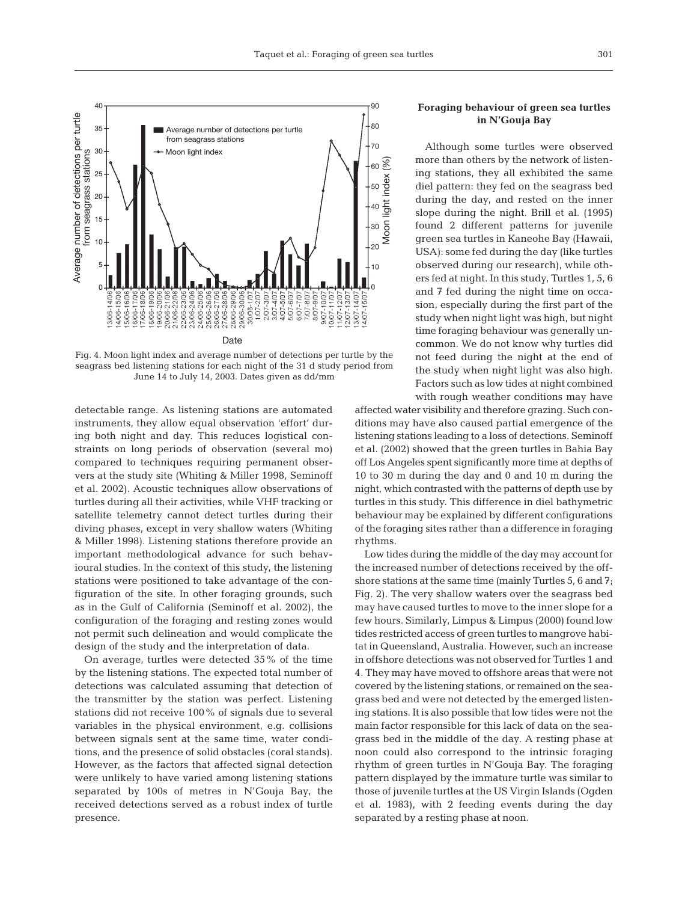Fig. 4. Moon light index and average number of detections per turtle by the seagrass bed listening stations for each night of the 31 d study period from June 14 to July 14, 2003. Dates given as dd/mm

detectable range. As listening stations are automated instruments, they allow equal observation 'effort' during both night and day. This reduces logistical constraints on long periods of observation (several mo) compared to techniques requiring permanent observers at the study site (Whiting & Miller 1998, Seminoff et al. 2002). Acoustic techniques allow observations of turtles during all their activities, while VHF tracking or satellite telemetry cannot detect turtles during their diving phases, except in very shallow waters (Whiting & Miller 1998). Listening stations therefore provide an important methodological advance for such behavioural studies. In the context of this study, the listening stations were positioned to take advantage of the configuration of the site. In other foraging grounds, such as in the Gulf of California (Seminoff et al. 2002), the configuration of the foraging and resting zones would not permit such delineation and would complicate the design of the study and the interpretation of data.

On average, turtles were detected 35% of the time by the listening stations. The expected total number of detections was calculated assuming that detection of the transmitter by the station was perfect. Listening stations did not receive 100% of signals due to several variables in the physical environment, e.g. collisions between signals sent at the same time, water conditions, and the presence of solid obstacles (coral stands). However, as the factors that affected signal detection were unlikely to have varied among listening stations separated by 100s of metres in N'Gouja Bay, the received detections served as a robust index of turtle presence.

### Foraging behaviour of green sea turtles in N'Gouja Bay

Although some turtles were observed more than others by the network of listening stations, they all exhibited the same diel pattern: they fed on the seagrass bed during the day, and rested on the inner slope during the night. Brill et al. (1995) found 2 different patterns for juvenile green sea turtles in Kaneohe Bay (Hawaii, USA): some fed during the day (like turtles observed during our research), while others fed at night. In this study, Turtles 1, 5, 6 and 7 fed during the night time on occasion, especially during the first part of the study when night light was high, but night time foraging behaviour was generally uncommon. We do not know why turtles did not feed during the night at the end of the study when night light was also high. Factors such as low tides at night combined with rough weather conditions may have affected water visibility and therefore grazing. Such conditions may have also caused partial emergence of the listening stations leading to a loss of detections. Seminoff et al. (2002) showed that the green turtles in Bahia Bay off Los Angeles spent significantly more time at depths of 10 to 30 m during the day and 0 and 10 m during the night, which contrasted with the patterns of depth use by turtles in this study. This difference in diel bathymetric behaviour may be explained by different configurations of the foraging sites rather than a difference in foraging rhythms.

Low tides during the middle of the day may account for the increased number of detections received by the offshore stations at the same time (mainly Turtles 5, 6 and 7; Fig. 2). The very shallow waters over the seagrass bed may have caused turtles to move to the inner slope for a few hours. Similarly, Limpus & Limpus (2000) found low tides restricted access of green turtles to mangrove habitat in Queensland, Australia. However, such an increase in offshore detections was not observed for Turtles 1 and 4. They may have moved to offshore areas that were not covered by the listening stations, or remained on the seagrass bed and were not detected by the emerged listening stations. It is also possible that low tides were not the main factor responsible for this lack of data on the seagrass bed in the middle of the day. A resting phase at noon could also correspond to the intrinsic foraging rhythm of green turtles in N'Gouja Bay. The foraging pattern displayed by the immature turtle was similar to those of juvenile turtles at the US Virgin Islands (Ogden et al. 1983), with 2 feeding events during the day separated by a resting phase at noon.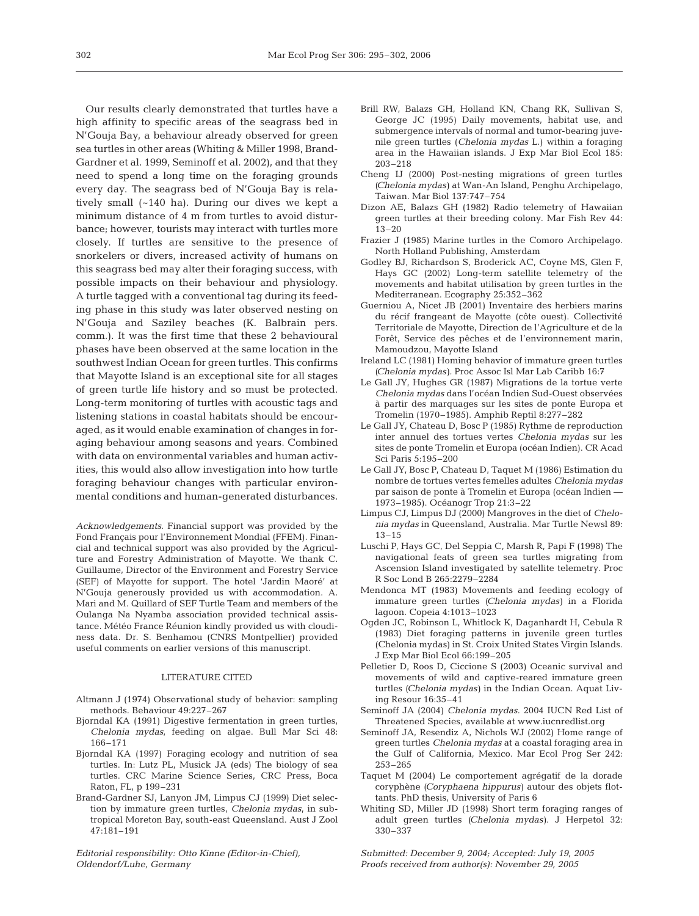Our results clearly demonstrated that turtles have a high affinity to specific areas of the seagrass bed in N'Gouja Bay, a behaviour already observed for green sea turtles in other areas (Whiting & Miller 1998, Brand-Gardner et al. 1999, Seminoff et al. 2002), and that they need to spend a long time on the foraging grounds every day. The seagrass bed of N'Gouja Bay is relatively small (~140 ha). During our dives we kept a minimum distance of 4 m from turtles to avoid disturbance; however, tourists may interact with turtles more closely. If turtles are sensitive to the presence of snorkelers or divers, increased activity of humans on this seagrass bed may alter their foraging success, with possible impacts on their behaviour and physiology. A turtle tagged with a conventional tag during its feeding phase in this study was later observed nesting on N'Gouja and Saziley beaches (K. Balbrain pers. comm.). It was the first time that these 2 behavioural phases have been observed at the same location in the southwest Indian Ocean for green turtles. This confirms that Mayotte Island is an exceptional site for all stages of green turtle life history and so must be protected. Long-term monitoring of turtles with acoustic tags and listening stations in coastal habitats should be encouraged, as it would enable examination of changes in foraging behaviour among seasons and years. Combined with data on environmental variables and human activities, this would also allow investigation into how turtle foraging behaviour changes with particular environmental conditions and human-generated disturbances.

*Acknowledgements.* Financial support was provided by the Fond Français pour l'Environnement Mondial (FFEM). Financial and technical support was also provided by the Agriculture and Forestry Administration of Mayotte. We thank C. Guillaume, Director of the Environment and Forestry Service (SEF) of Mayotte for support. The hotel 'Jardin Maoré' at N'Gouja generously provided us with accommodation. A. Mari and M. Quillard of SEF Turtle Team and members of the Oulanga Na Nyamba association provided technical assistance. Météo France Réunion kindly provided us with cloudiness data. Dr. S. Benhamou (CNRS Montpellier) provided useful comments on earlier versions of this manuscript.

## LITERATURE CITED

- Altmann J (1974) Observational study of behavior: sampling methods. Behaviour 49:227–267
- Bjorndal KA (1991) Digestive fermentation in green turtles, *Chelonia mydas*, feeding on algae. Bull Mar Sci 48: 166–171
- Bjorndal KA (1997) Foraging ecology and nutrition of sea turtles. In: Lutz PL, Musick JA (eds) The biology of sea turtles. CRC Marine Science Series, CRC Press, Boca Raton, FL, p 199–231
- Brand-Gardner SJ, Lanyon JM, Limpus CJ (1999) Diet selection by immature green turtles, *Chelonia mydas*, in subtropical Moreton Bay, south-east Queensland. Aust J Zool 47:181–191
- Brill RW, Balazs GH, Holland KN, Chang RK, Sullivan S, George JC (1995) Daily movements, habitat use, and submergence intervals of normal and tumor-bearing juvenile green turtles (*Chelonia mydas* L.) within a foraging area in the Hawaiian islands. J Exp Mar Biol Ecol 185: 203–218
- Cheng IJ (2000) Post-nesting migrations of green turtles (*Chelonia mydas*) at Wan-An Island, Penghu Archipelago, Taiwan. Mar Biol 137:747–754
- Dizon AE, Balazs GH (1982) Radio telemetry of Hawaiian green turtles at their breeding colony. Mar Fish Rev 44: 13–20
- Frazier J (1985) Marine turtles in the Comoro Archipelago. North Holland Publishing, Amsterdam
- Godley BJ, Richardson S, Broderick AC, Coyne MS, Glen F, Hays GC (2002) Long-term satellite telemetry of the movements and habitat utilisation by green turtles in the Mediterranean. Ecography 25:352–362
- Guerniou A, Nicet JB (2001) Inventaire des herbiers marins du récif frangeant de Mayotte (côte ouest). Collectivité Territoriale de Mayotte, Direction de l'Agriculture et de la Forêt, Service des pêches et de l'environnement marin, Mamoudzou, Mayotte Island
- Ireland LC (1981) Homing behavior of immature green turtles (*Chelonia mydas*). Proc Assoc Isl Mar Lab Caribb 16:7
- Le Gall JY, Hughes GR (1987) Migrations de la tortue verte *Chelonia mydas* dans l'océan Indien Sud-Ouest observées à partir des marquages sur les sites de ponte Europa et Tromelin (1970–1985). Amphib Reptil 8:277–282
- Le Gall JY, Chateau D, Bosc P (1985) Rythme de reproduction inter annuel des tortues vertes *Chelonia mydas* sur les sites de ponte Tromelin et Europa (océan Indien). CR Acad Sci Paris 5:195–200
- Le Gall JY, Bosc P, Chateau D, Taquet M (1986) Estimation du nombre de tortues vertes femelles adultes *Chelonia mydas* par saison de ponte à Tromelin et Europa (océan Indien — 1973–1985). Océanogr Trop 21:3–22
- Limpus CJ, Limpus DJ (2000) Mangroves in the diet of *Chelonia mydas* in Queensland, Australia. Mar Turtle Newsl 89: 13–15
- Luschi P, Hays GC, Del Seppia C, Marsh R, Papi F (1998) The navigational feats of green sea turtles migrating from Ascension Island investigated by satellite telemetry. Proc R Soc Lond B 265:2279–2284
- Mendonca MT (1983) Movements and feeding ecology of immature green turtles (*Chelonia mydas*) in a Florida lagoon. Copeia 4:1013–1023
- Ogden JC, Robinson L, Whitlock K, Daganhardt H, Cebula R (1983) Diet foraging patterns in juvenile green turtles (Chelonia mydas) in St. Croix United States Virgin Islands. J Exp Mar Biol Ecol 66:199–205
- Pelletier D, Roos D, Ciccione S (2003) Oceanic survival and movements of wild and captive-reared immature green turtles (*Chelonia mydas*) in the Indian Ocean. Aquat Living Resour 16:35–41
- Seminoff JA (2004) *Chelonia mydas.* 2004 IUCN Red List of Threatened Species, available at www.iucnredlist.org
- Seminoff JA, Resendiz A, Nichols WJ (2002) Home range of green turtles *Chelonia mydas* at a coastal foraging area in the Gulf of California, Mexico. Mar Ecol Prog Ser 242: 253–265
- Taquet M (2004) Le comportement agrégatif de la dorade coryphène (*Coryphaena hippurus*) autour des objets flottants. PhD thesis, University of Paris 6
- Whiting SD, Miller JD (1998) Short term foraging ranges of adult green turtles (*Chelonia mydas*). J Herpetol 32: 330–337

*Editorial responsibility: Otto Kinne (Editor-in-Chief), Oldendorf/Luhe, Germany*

*Submitted: December 9, 2004; Accepted: July 19, 2005*
*Proofs received from author(s): November 29, 2005*